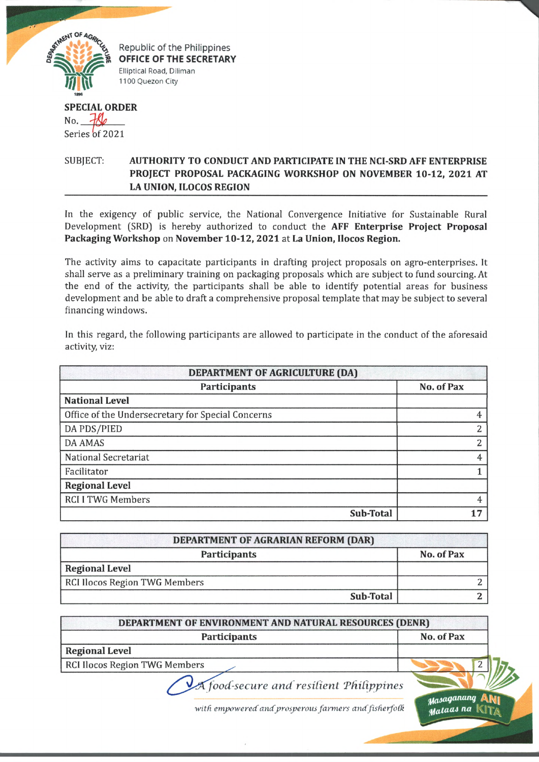Republic of the Philippines
**OFFICE OF THE SECRETARY**
Elliptical Road, Diliman
1100 Quezon City

**SPECIAL ORDER**
No. 786
Series of 2021

SUBJECT: **AUTHORITY TO CONDUCT AND PARTICIPATE IN THE NCI-SRD AFF ENTERPRISE PROJECT PROPOSAL PACKAGING WORKSHOP ON NOVEMBER 10-12, 2021 AT LA UNION, ILOCOS REGION**

In the exigency of public service, the National Convergence Initiative for Sustainable Rural Development (SRD) is hereby authorized to conduct the **AFF Enterprise Project Proposal Packaging Workshop** on **November 10-12, 2021** at **La Union, Ilocos Region.**

The activity aims to capacitate participants in drafting project proposals on agro-enterprises. It shall serve as a preliminary training on packaging proposals which are subject to fund sourcing. At the end of the activity, the participants shall be able to identify potential areas for business development and be able to draft a comprehensive proposal template that may be subject to several financing windows.

In this regard, the following participants are allowed to participate in the conduct of the aforesaid activity, viz:

| **DEPARTMENT OF AGRICULTURE (DA)** | |
|---|---|
| **Participants** | **No. of Pax** |
| **National Level** | |
| Office of the Undersecretary for Special Concerns | 4 |
| DA PDS/PIED | 2 |
| DA AMAS | 2 |
| National Secretariat | 4 |
| Facilitator | 1 |
| **Regional Level** | |
| RCI I TWG Members | 4 |
| **Sub-Total** | **17** |

| **DEPARTMENT OF AGRARIAN REFORM (DAR)** | |
|---|---|
| **Participants** | **No. of Pax** |
| **Regional Level** | |
| RCI Ilocos Region TWG Members | 2 |
| **Sub-Total** | **2** |

| **DEPARTMENT OF ENVIRONMENT AND NATURAL RESOURCES (DENR)** | |
|---|---|
| **Participants** | **No. of Pax** |
| **Regional Level** | |
| RCI Ilocos Region TWG Members | 2 |

*A food-secure and resilient Philippines with empowered and prosperous farmers and fisherfolk*

Masaganang ANI Mataas na KITA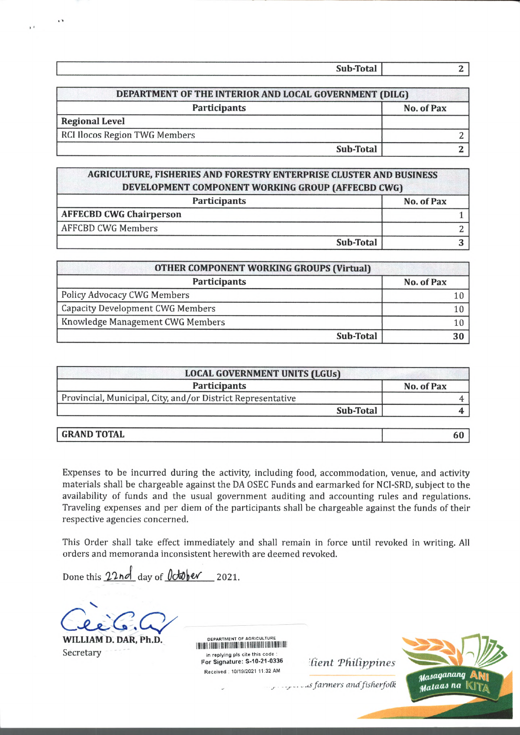| | |
|---|---|
| **Sub-Total** | **2** |

| DEPARTMENT OF THE INTERIOR AND LOCAL GOVERNMENT (DILG) | |
|---|---|
| **Participants** | **No. of Pax** |
| **Regional Level** | |
| RCI Ilocos Region TWG Members | 2 |
| **Sub-Total** | **2** |

| AGRICULTURE, FISHERIES AND FORESTRY ENTERPRISE CLUSTER AND BUSINESS DEVELOPMENT COMPONENT WORKING GROUP (AFFECBD CWG) | |
|---|---|
| **Participants** | **No. of Pax** |
| **AFFECBD CWG Chairperson** | 1 |
| AFFCBD CWG Members | 2 |
| **Sub-Total** | **3** |

| OTHER COMPONENT WORKING GROUPS (Virtual) | |
|---|---|
| **Participants** | **No. of Pax** |
| Policy Advocacy CWG Members | 10 |
| Capacity Development CWG Members | 10 |
| Knowledge Management CWG Members | 10 |
| **Sub-Total** | **30** |

| LOCAL GOVERNMENT UNITS (LGUs) | |
|---|---|
| **Participants** | **No. of Pax** |
| Provincial, Municipal, City, and/or District Representative | 4 |
| **Sub-Total** | **4** |

| | |
|---|---|
| **GRAND TOTAL** | **60** |

Expenses to be incurred during the activity, including food, accommodation, venue, and activity materials shall be chargeable against the DA OSEC Funds and earmarked for NCI-SRD, subject to the availability of funds and the usual government auditing and accounting rules and regulations. Traveling expenses and per diem of the participants shall be chargeable against the funds of their respective agencies concerned.

This Order shall take effect immediately and shall remain in force until revoked in writing. All orders and memoranda inconsistent herewith are deemed revoked.

Done this 22nd day of October 2021.

**WILLIAM D. DAR, Ph.D.**
Secretary

DEPARTMENT OF AGRICULTURE
in replying pls cite this code :
For Signature: S-10-21-0336
Received : 10/19/2021 11:32 AM

*...lient Philippines*
*...farmers and fisherfolk*

Masaganang ANI Mataas na KITA